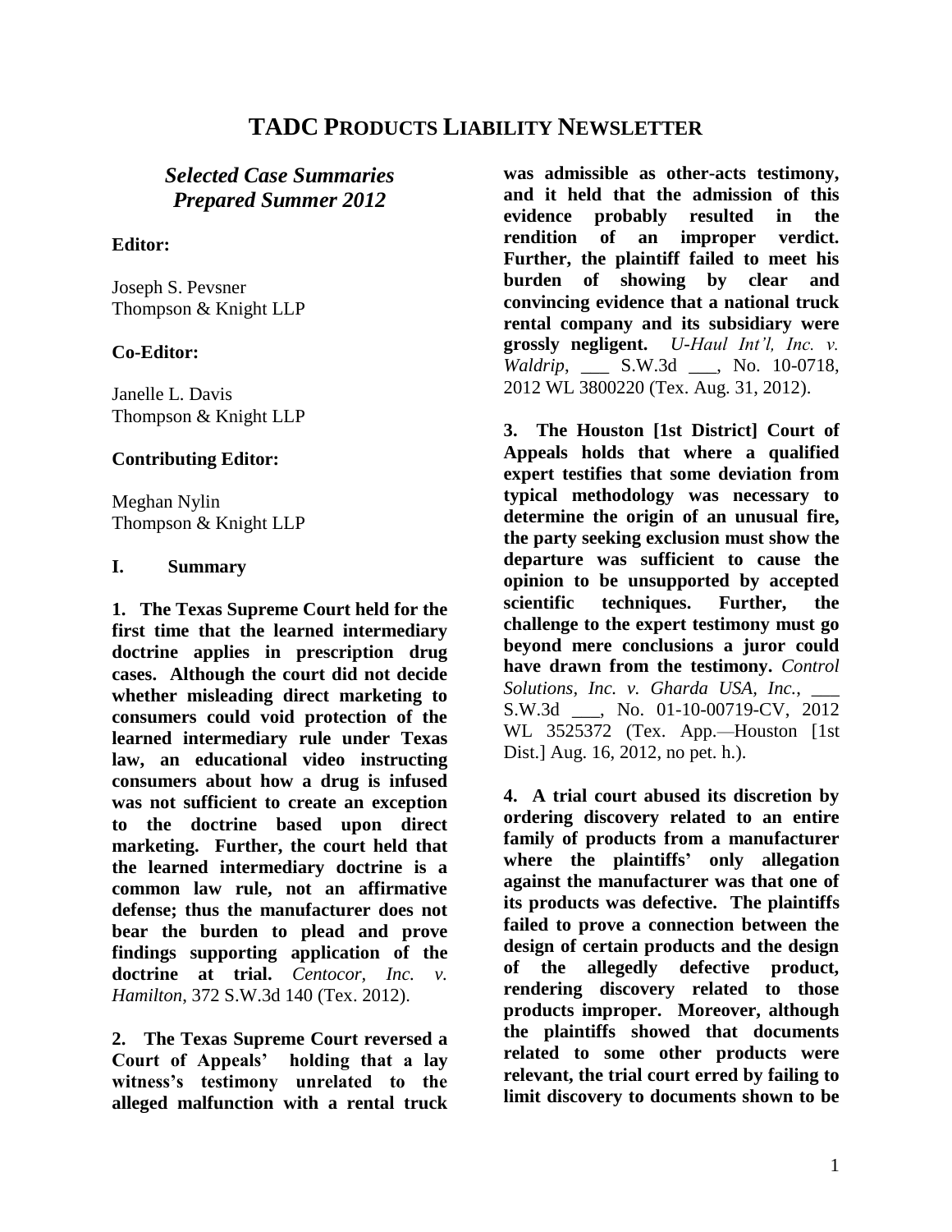# TADC PRODUCTS LIABILITY NEWSLETTER

## *Selected Case Summaries Prepared Summer 2012*

**Editor:**

Joseph S. Pevsner
Thompson & Knight LLP

**Co-Editor:**

Janelle L. Davis
Thompson & Knight LLP

**Contributing Editor:**

Meghan Nylin
Thompson & Knight LLP

## I. Summary

**1. The Texas Supreme Court held for the first time that the learned intermediary doctrine applies in prescription drug cases. Although the court did not decide whether misleading direct marketing to consumers could void protection of the learned intermediary rule under Texas law, an educational video instructing consumers about how a drug is infused was not sufficient to create an exception to the doctrine based upon direct marketing. Further, the court held that the learned intermediary doctrine is a common law rule, not an affirmative defense; thus the manufacturer does not bear the burden to plead and prove findings supporting application of the doctrine at trial.** *Centocor, Inc. v. Hamilton*, 372 S.W.3d 140 (Tex. 2012).

**2. The Texas Supreme Court reversed a Court of Appeals' holding that a lay witness's testimony unrelated to the alleged malfunction with a rental truck was admissible as other-acts testimony, and it held that the admission of this evidence probably resulted in the rendition of an improper verdict. Further, the plaintiff failed to meet his burden of showing by clear and convincing evidence that a national truck rental company and its subsidiary were grossly negligent.** *U-Haul Int'l, Inc. v. Waldrip*, ___ S.W.3d ___, No. 10-0718, 2012 WL 3800220 (Tex. Aug. 31, 2012).

**3. The Houston [1st District] Court of Appeals holds that where a qualified expert testifies that some deviation from typical methodology was necessary to determine the origin of an unusual fire, the party seeking exclusion must show the departure was sufficient to cause the opinion to be unsupported by accepted scientific techniques. Further, the challenge to the expert testimony must go beyond mere conclusions a juror could have drawn from the testimony.** *Control Solutions, Inc. v. Gharda USA, Inc.*, ___ S.W.3d ___, No. 01-10-00719-CV, 2012 WL 3525372 (Tex. App.—Houston [1st Dist.] Aug. 16, 2012, no pet. h.).

**4. A trial court abused its discretion by ordering discovery related to an entire family of products from a manufacturer where the plaintiffs' only allegation against the manufacturer was that one of its products was defective. The plaintiffs failed to prove a connection between the design of certain products and the design of the allegedly defective product, rendering discovery related to those products improper. Moreover, although the plaintiffs showed that documents related to some other products were relevant, the trial court erred by failing to limit discovery to documents shown to be**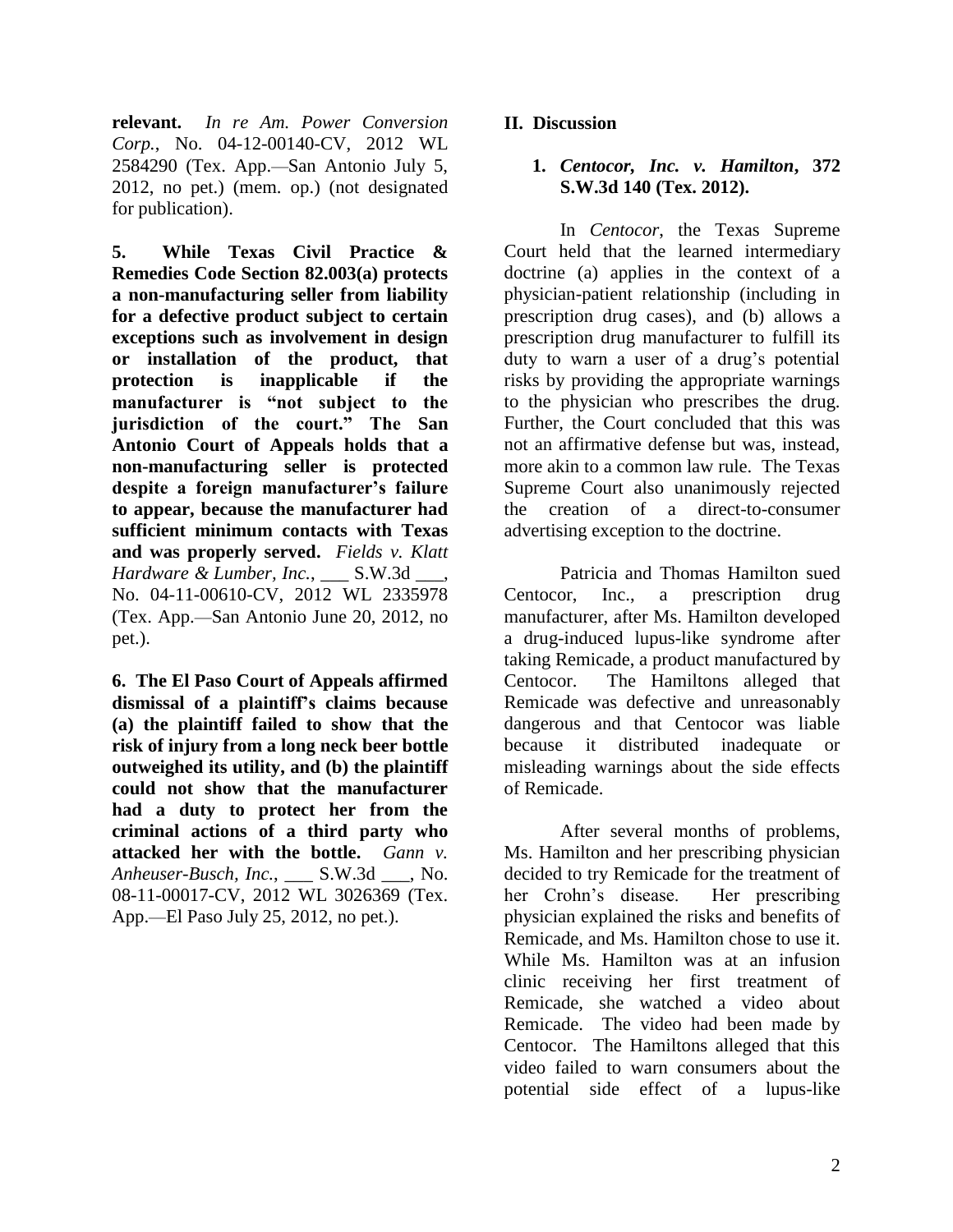**relevant.** *In re Am. Power Conversion Corp.*, No. 04-12-00140-CV, 2012 WL 2584290 (Tex. App.—San Antonio July 5, 2012, no pet.) (mem. op.) (not designated for publication).

**5. While Texas Civil Practice & Remedies Code Section 82.003(a) protects a non-manufacturing seller from liability for a defective product subject to certain exceptions such as involvement in design or installation of the product, that protection is inapplicable if the manufacturer is "not subject to the jurisdiction of the court." The San Antonio Court of Appeals holds that a non-manufacturing seller is protected despite a foreign manufacturer's failure to appear, because the manufacturer had sufficient minimum contacts with Texas and was properly served.** *Fields v. Klatt Hardware & Lumber, Inc.*, ___ S.W.3d ___, No. 04-11-00610-CV, 2012 WL 2335978 (Tex. App.—San Antonio June 20, 2012, no pet.).

**6. The El Paso Court of Appeals affirmed dismissal of a plaintiff's claims because (a) the plaintiff failed to show that the risk of injury from a long neck beer bottle outweighed its utility, and (b) the plaintiff could not show that the manufacturer had a duty to protect her from the criminal actions of a third party who attacked her with the bottle.** *Gann v. Anheuser-Busch, Inc.*, ___ S.W.3d ___, No. 08-11-00017-CV, 2012 WL 3026369 (Tex. App.—El Paso July 25, 2012, no pet.).

## II. Discussion

### 1. *Centocor, Inc. v. Hamilton*, 372 S.W.3d 140 (Tex. 2012).

In *Centocor*, the Texas Supreme Court held that the learned intermediary doctrine (a) applies in the context of a physician-patient relationship (including in prescription drug cases), and (b) allows a prescription drug manufacturer to fulfill its duty to warn a user of a drug's potential risks by providing the appropriate warnings to the physician who prescribes the drug. Further, the Court concluded that this was not an affirmative defense but was, instead, more akin to a common law rule. The Texas Supreme Court also unanimously rejected the creation of a direct-to-consumer advertising exception to the doctrine.

Patricia and Thomas Hamilton sued Centocor, Inc., a prescription drug manufacturer, after Ms. Hamilton developed a drug-induced lupus-like syndrome after taking Remicade, a product manufactured by Centocor. The Hamiltons alleged that Remicade was defective and unreasonably dangerous and that Centocor was liable because it distributed inadequate or misleading warnings about the side effects of Remicade.

After several months of problems, Ms. Hamilton and her prescribing physician decided to try Remicade for the treatment of her Crohn's disease. Her prescribing physician explained the risks and benefits of Remicade, and Ms. Hamilton chose to use it. While Ms. Hamilton was at an infusion clinic receiving her first treatment of Remicade, she watched a video about Remicade. The video had been made by Centocor. The Hamiltons alleged that this video failed to warn consumers about the potential side effect of a lupus-like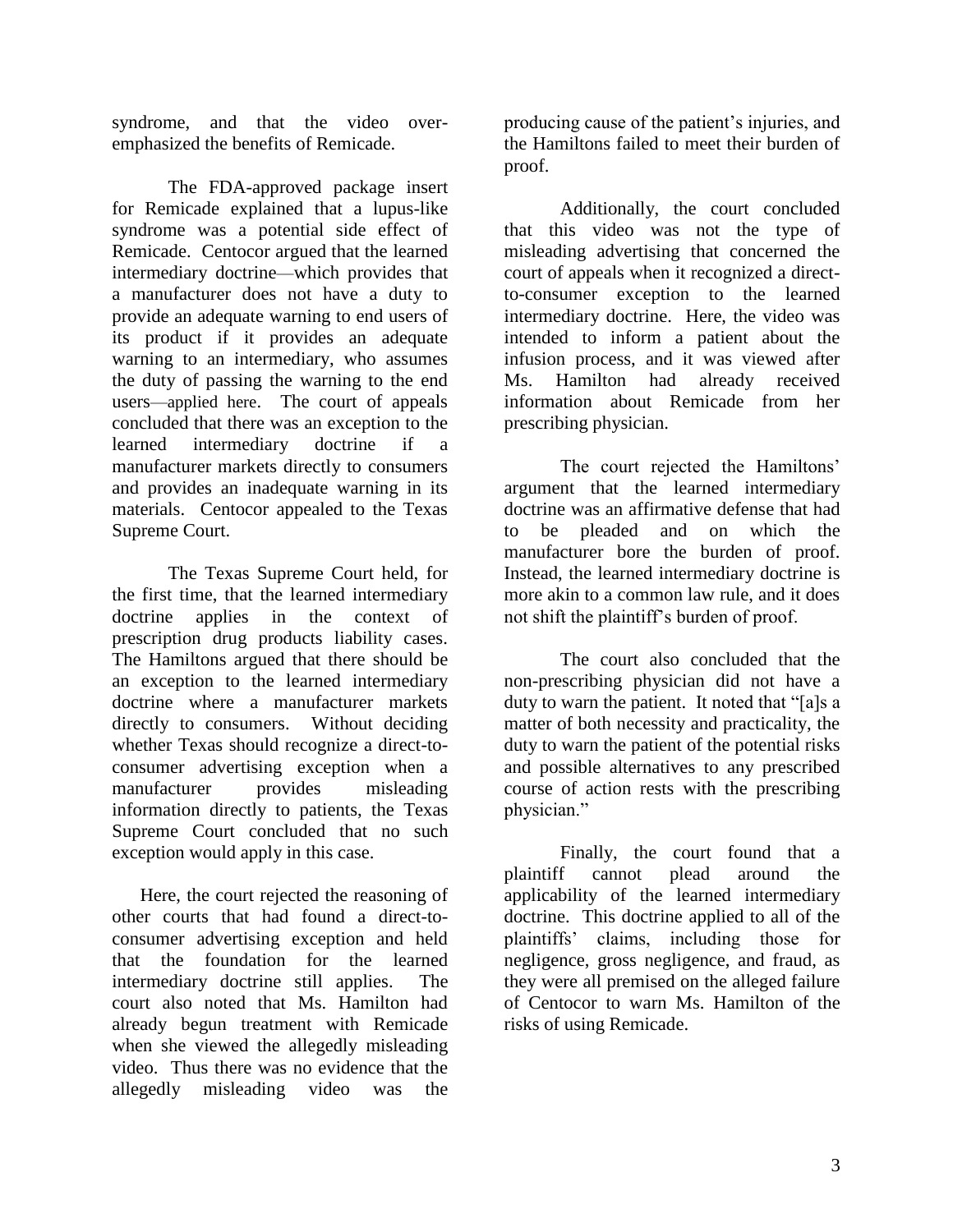syndrome, and that the video over-emphasized the benefits of Remicade.

The FDA-approved package insert for Remicade explained that a lupus-like syndrome was a potential side effect of Remicade. Centocor argued that the learned intermediary doctrine—which provides that a manufacturer does not have a duty to provide an adequate warning to end users of its product if it provides an adequate warning to an intermediary, who assumes the duty of passing the warning to the end users—applied here. The court of appeals concluded that there was an exception to the learned intermediary doctrine if a manufacturer markets directly to consumers and provides an inadequate warning in its materials. Centocor appealed to the Texas Supreme Court.

The Texas Supreme Court held, for the first time, that the learned intermediary doctrine applies in the context of prescription drug products liability cases. The Hamiltons argued that there should be an exception to the learned intermediary doctrine where a manufacturer markets directly to consumers. Without deciding whether Texas should recognize a direct-to-consumer advertising exception when a manufacturer provides misleading information directly to patients, the Texas Supreme Court concluded that no such exception would apply in this case.

Here, the court rejected the reasoning of other courts that had found a direct-to-consumer advertising exception and held that the foundation for the learned intermediary doctrine still applies. The court also noted that Ms. Hamilton had already begun treatment with Remicade when she viewed the allegedly misleading video. Thus there was no evidence that the allegedly misleading video was the producing cause of the patient's injuries, and the Hamiltons failed to meet their burden of proof.

Additionally, the court concluded that this video was not the type of misleading advertising that concerned the court of appeals when it recognized a direct-to-consumer exception to the learned intermediary doctrine. Here, the video was intended to inform a patient about the infusion process, and it was viewed after Ms. Hamilton had already received information about Remicade from her prescribing physician.

The court rejected the Hamiltons' argument that the learned intermediary doctrine was an affirmative defense that had to be pleaded and on which the manufacturer bore the burden of proof. Instead, the learned intermediary doctrine is more akin to a common law rule, and it does not shift the plaintiff's burden of proof.

The court also concluded that the non-prescribing physician did not have a duty to warn the patient. It noted that "[a]s a matter of both necessity and practicality, the duty to warn the patient of the potential risks and possible alternatives to any prescribed course of action rests with the prescribing physician."

Finally, the court found that a plaintiff cannot plead around the applicability of the learned intermediary doctrine. This doctrine applied to all of the plaintiffs' claims, including those for negligence, gross negligence, and fraud, as they were all premised on the alleged failure of Centocor to warn Ms. Hamilton of the risks of using Remicade.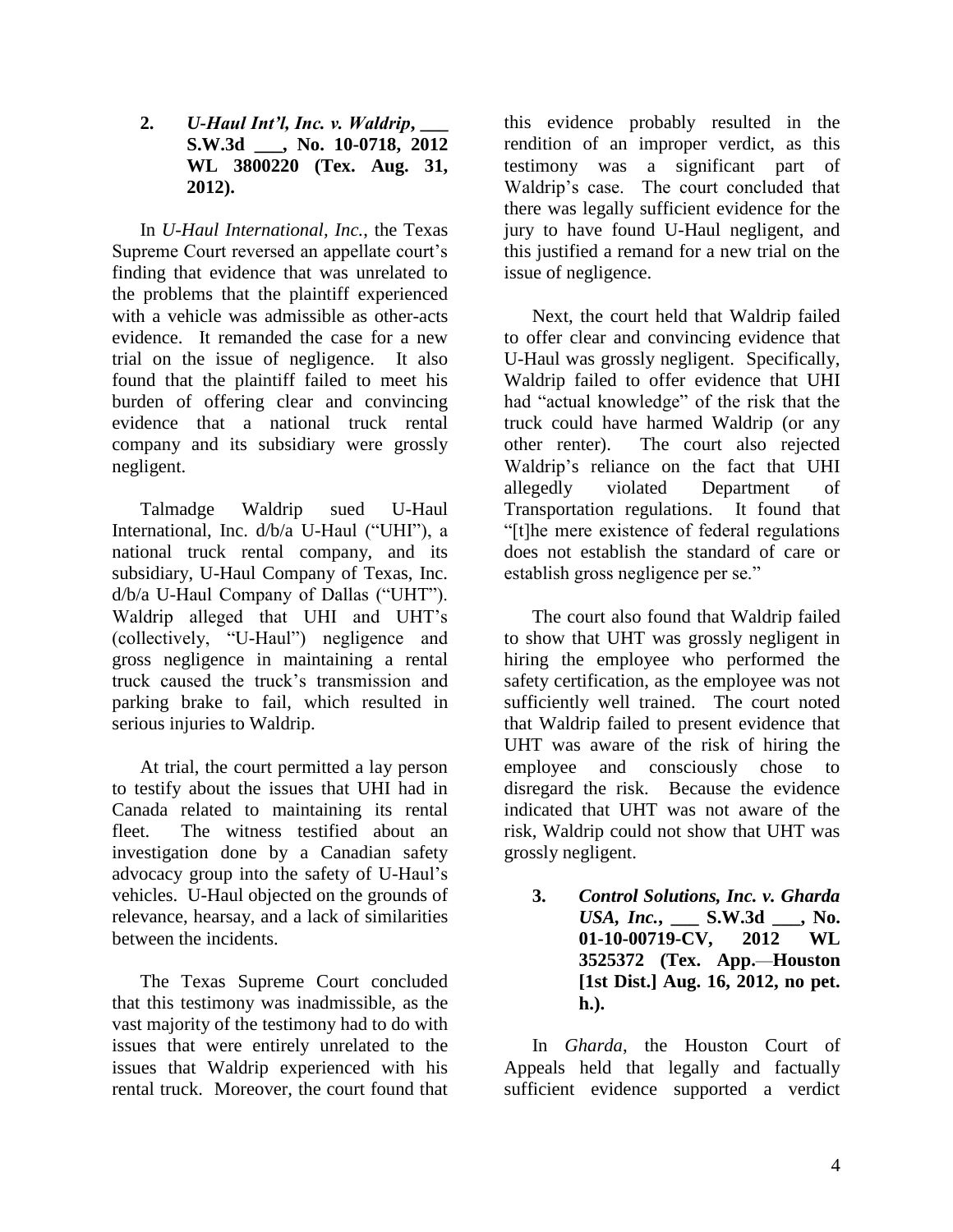### 2. *U-Haul Int'l, Inc. v. Waldrip*, ___ S.W.3d ___, No. 10-0718, 2012 WL 3800220 (Tex. Aug. 31, 2012).

In *U-Haul International, Inc.*, the Texas Supreme Court reversed an appellate court's finding that evidence that was unrelated to the problems that the plaintiff experienced with a vehicle was admissible as other-acts evidence. It remanded the case for a new trial on the issue of negligence. It also found that the plaintiff failed to meet his burden of offering clear and convincing evidence that a national truck rental company and its subsidiary were grossly negligent.

Talmadge Waldrip sued U-Haul International, Inc. d/b/a U-Haul ("UHI"), a national truck rental company, and its subsidiary, U-Haul Company of Texas, Inc. d/b/a U-Haul Company of Dallas ("UHT"). Waldrip alleged that UHI and UHT's (collectively, "U-Haul") negligence and gross negligence in maintaining a rental truck caused the truck's transmission and parking brake to fail, which resulted in serious injuries to Waldrip.

At trial, the court permitted a lay person to testify about the issues that UHI had in Canada related to maintaining its rental fleet. The witness testified about an investigation done by a Canadian safety advocacy group into the safety of U-Haul's vehicles. U-Haul objected on the grounds of relevance, hearsay, and a lack of similarities between the incidents.

The Texas Supreme Court concluded that this testimony was inadmissible, as the vast majority of the testimony had to do with issues that were entirely unrelated to the issues that Waldrip experienced with his rental truck. Moreover, the court found that this evidence probably resulted in the rendition of an improper verdict, as this testimony was a significant part of Waldrip's case. The court concluded that there was legally sufficient evidence for the jury to have found U-Haul negligent, and this justified a remand for a new trial on the issue of negligence.

Next, the court held that Waldrip failed to offer clear and convincing evidence that U-Haul was grossly negligent. Specifically, Waldrip failed to offer evidence that UHI had "actual knowledge" of the risk that the truck could have harmed Waldrip (or any other renter). The court also rejected Waldrip's reliance on the fact that UHI allegedly violated Department of Transportation regulations. It found that "[t]he mere existence of federal regulations does not establish the standard of care or establish gross negligence per se."

The court also found that Waldrip failed to show that UHT was grossly negligent in hiring the employee who performed the safety certification, as the employee was not sufficiently well trained. The court noted that Waldrip failed to present evidence that UHT was aware of the risk of hiring the employee and consciously chose to disregard the risk. Because the evidence indicated that UHT was not aware of the risk, Waldrip could not show that UHT was grossly negligent.

### 3. *Control Solutions, Inc. v. Gharda USA, Inc.*, ___ S.W.3d ___, No. 01-10-00719-CV, 2012 WL 3525372 (Tex. App.—Houston [1st Dist.] Aug. 16, 2012, no pet. h.).

In *Gharda*, the Houston Court of Appeals held that legally and factually sufficient evidence supported a verdict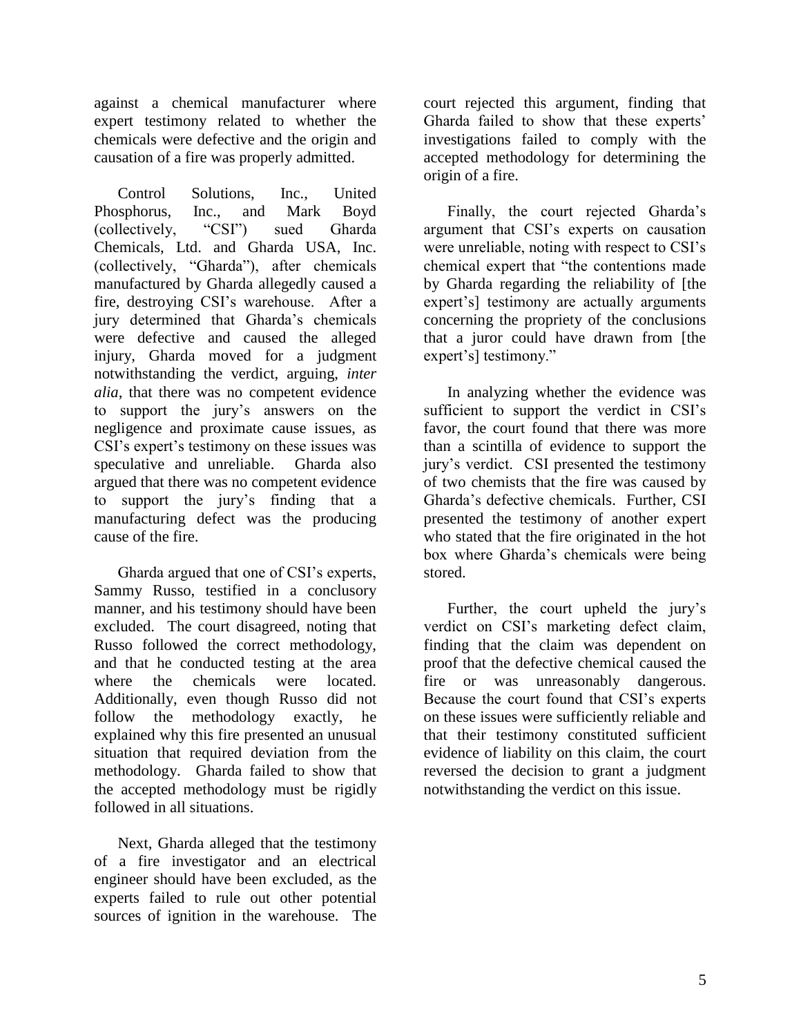against a chemical manufacturer where expert testimony related to whether the chemicals were defective and the origin and causation of a fire was properly admitted.

Control Solutions, Inc., United Phosphorus, Inc., and Mark Boyd (collectively, "CSI") sued Gharda Chemicals, Ltd. and Gharda USA, Inc. (collectively, "Gharda"), after chemicals manufactured by Gharda allegedly caused a fire, destroying CSI's warehouse. After a jury determined that Gharda's chemicals were defective and caused the alleged injury, Gharda moved for a judgment notwithstanding the verdict, arguing, *inter alia*, that there was no competent evidence to support the jury's answers on the negligence and proximate cause issues, as CSI's expert's testimony on these issues was speculative and unreliable. Gharda also argued that there was no competent evidence to support the jury's finding that a manufacturing defect was the producing cause of the fire.

Gharda argued that one of CSI's experts, Sammy Russo, testified in a conclusory manner, and his testimony should have been excluded. The court disagreed, noting that Russo followed the correct methodology, and that he conducted testing at the area where the chemicals were located. Additionally, even though Russo did not follow the methodology exactly, he explained why this fire presented an unusual situation that required deviation from the methodology. Gharda failed to show that the accepted methodology must be rigidly followed in all situations.

Next, Gharda alleged that the testimony of a fire investigator and an electrical engineer should have been excluded, as the experts failed to rule out other potential sources of ignition in the warehouse. The court rejected this argument, finding that Gharda failed to show that these experts' investigations failed to comply with the accepted methodology for determining the origin of a fire.

Finally, the court rejected Gharda's argument that CSI's experts on causation were unreliable, noting with respect to CSI's chemical expert that "the contentions made by Gharda regarding the reliability of [the expert's] testimony are actually arguments concerning the propriety of the conclusions that a juror could have drawn from [the expert's] testimony."

In analyzing whether the evidence was sufficient to support the verdict in CSI's favor, the court found that there was more than a scintilla of evidence to support the jury's verdict. CSI presented the testimony of two chemists that the fire was caused by Gharda's defective chemicals. Further, CSI presented the testimony of another expert who stated that the fire originated in the hot box where Gharda's chemicals were being stored.

Further, the court upheld the jury's verdict on CSI's marketing defect claim, finding that the claim was dependent on proof that the defective chemical caused the fire or was unreasonably dangerous. Because the court found that CSI's experts on these issues were sufficiently reliable and that their testimony constituted sufficient evidence of liability on this claim, the court reversed the decision to grant a judgment notwithstanding the verdict on this issue.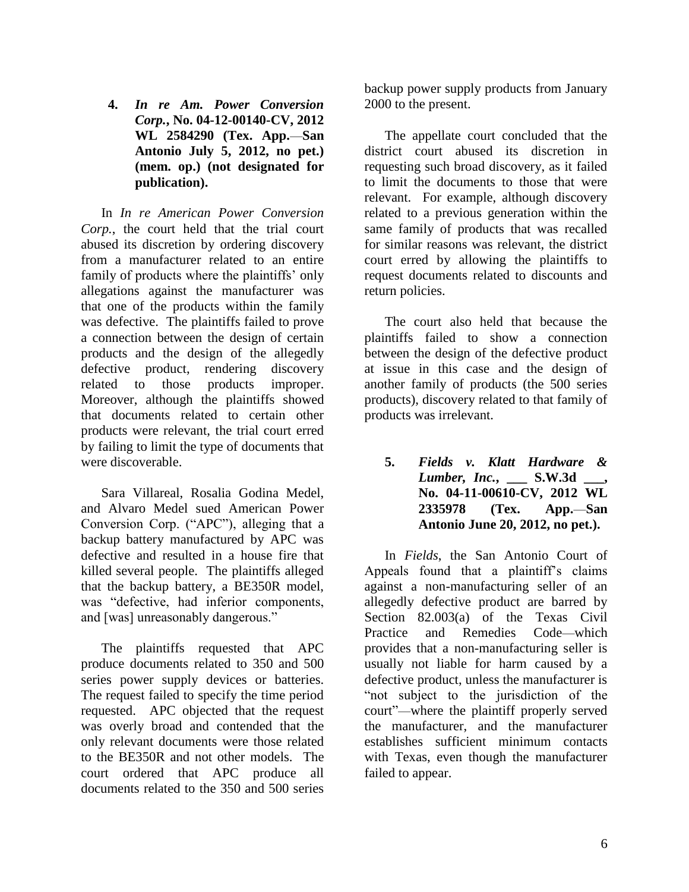**4. *In re Am. Power Conversion Corp.*, No. 04-12-00140-CV, 2012 WL 2584290 (Tex. App.—San Antonio July 5, 2012, no pet.) (mem. op.) (not designated for publication).**

In *In re American Power Conversion Corp.*, the court held that the trial court abused its discretion by ordering discovery from a manufacturer related to an entire family of products where the plaintiffs' only allegations against the manufacturer was that one of the products within the family was defective. The plaintiffs failed to prove a connection between the design of certain products and the design of the allegedly defective product, rendering discovery related to those products improper. Moreover, although the plaintiffs showed that documents related to certain other products were relevant, the trial court erred by failing to limit the type of documents that were discoverable.

Sara Villareal, Rosalia Godina Medel, and Alvaro Medel sued American Power Conversion Corp. ("APC"), alleging that a backup battery manufactured by APC was defective and resulted in a house fire that killed several people. The plaintiffs alleged that the backup battery, a BE350R model, was "defective, had inferior components, and [was] unreasonably dangerous."

The plaintiffs requested that APC produce documents related to 350 and 500 series power supply devices or batteries. The request failed to specify the time period requested. APC objected that the request was overly broad and contended that the only relevant documents were those related to the BE350R and not other models. The court ordered that APC produce all documents related to the 350 and 500 series backup power supply products from January 2000 to the present.

The appellate court concluded that the district court abused its discretion in requesting such broad discovery, as it failed to limit the documents to those that were relevant. For example, although discovery related to a previous generation within the same family of products that was recalled for similar reasons was relevant, the district court erred by allowing the plaintiffs to request documents related to discounts and return policies.

The court also held that because the plaintiffs failed to show a connection between the design of the defective product at issue in this case and the design of another family of products (the 500 series products), discovery related to that family of products was irrelevant.

**5. *Fields v. Klatt Hardware & Lumber, Inc.*, \_\_\_ S.W.3d \_\_\_, No. 04-11-00610-CV, 2012 WL 2335978 (Tex. App.—San Antonio June 20, 2012, no pet.).**

In *Fields*, the San Antonio Court of Appeals found that a plaintiff's claims against a non-manufacturing seller of an allegedly defective product are barred by Section 82.003(a) of the Texas Civil Practice and Remedies Code—which provides that a non-manufacturing seller is usually not liable for harm caused by a defective product, unless the manufacturer is "not subject to the jurisdiction of the court"—where the plaintiff properly served the manufacturer, and the manufacturer establishes sufficient minimum contacts with Texas, even though the manufacturer failed to appear.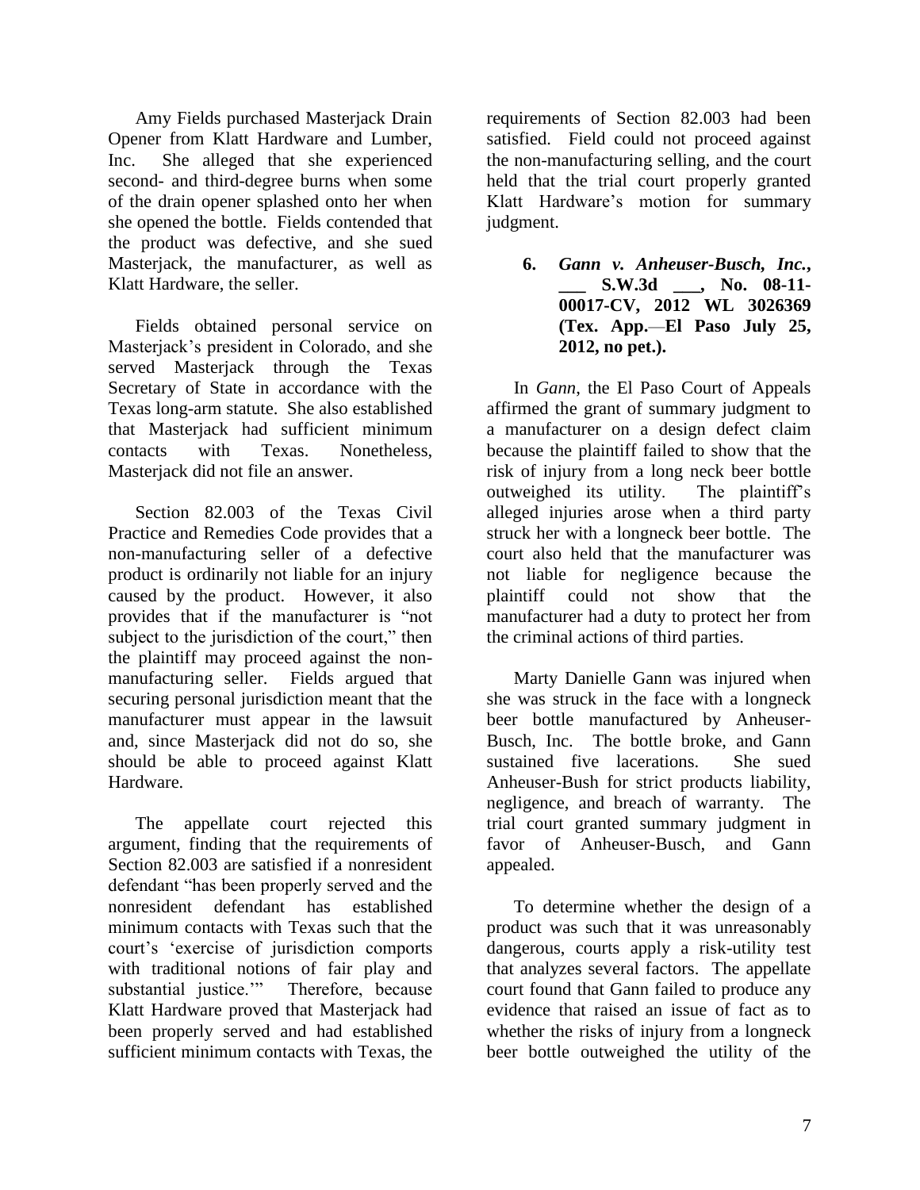Amy Fields purchased Masterjack Drain Opener from Klatt Hardware and Lumber, Inc. She alleged that she experienced second- and third-degree burns when some of the drain opener splashed onto her when she opened the bottle. Fields contended that the product was defective, and she sued Masterjack, the manufacturer, as well as Klatt Hardware, the seller.

Fields obtained personal service on Masterjack's president in Colorado, and she served Masterjack through the Texas Secretary of State in accordance with the Texas long-arm statute. She also established that Masterjack had sufficient minimum contacts with Texas. Nonetheless, Masterjack did not file an answer.

Section 82.003 of the Texas Civil Practice and Remedies Code provides that a non-manufacturing seller of a defective product is ordinarily not liable for an injury caused by the product. However, it also provides that if the manufacturer is "not subject to the jurisdiction of the court," then the plaintiff may proceed against the non-manufacturing seller. Fields argued that securing personal jurisdiction meant that the manufacturer must appear in the lawsuit and, since Masterjack did not do so, she should be able to proceed against Klatt Hardware.

The appellate court rejected this argument, finding that the requirements of Section 82.003 are satisfied if a nonresident defendant "has been properly served and the nonresident defendant has established minimum contacts with Texas such that the court's 'exercise of jurisdiction comports with traditional notions of fair play and substantial justice.'" Therefore, because Klatt Hardware proved that Masterjack had been properly served and had established sufficient minimum contacts with Texas, the requirements of Section 82.003 had been satisfied. Field could not proceed against the non-manufacturing selling, and the court held that the trial court properly granted Klatt Hardware's motion for summary judgment.

**6. *Gann v. Anheuser-Busch, Inc.*, ___ S.W.3d ___, No. 08-11-00017-CV, 2012 WL 3026369 (Tex. App.—El Paso July 25, 2012, no pet.).**

In *Gann*, the El Paso Court of Appeals affirmed the grant of summary judgment to a manufacturer on a design defect claim because the plaintiff failed to show that the risk of injury from a long neck beer bottle outweighed its utility. The plaintiff's alleged injuries arose when a third party struck her with a longneck beer bottle. The court also held that the manufacturer was not liable for negligence because the plaintiff could not show that the manufacturer had a duty to protect her from the criminal actions of third parties.

Marty Danielle Gann was injured when she was struck in the face with a longneck beer bottle manufactured by Anheuser-Busch, Inc. The bottle broke, and Gann sustained five lacerations. She sued Anheuser-Bush for strict products liability, negligence, and breach of warranty. The trial court granted summary judgment in favor of Anheuser-Busch, and Gann appealed.

To determine whether the design of a product was such that it was unreasonably dangerous, courts apply a risk-utility test that analyzes several factors. The appellate court found that Gann failed to produce any evidence that raised an issue of fact as to whether the risks of injury from a longneck beer bottle outweighed the utility of the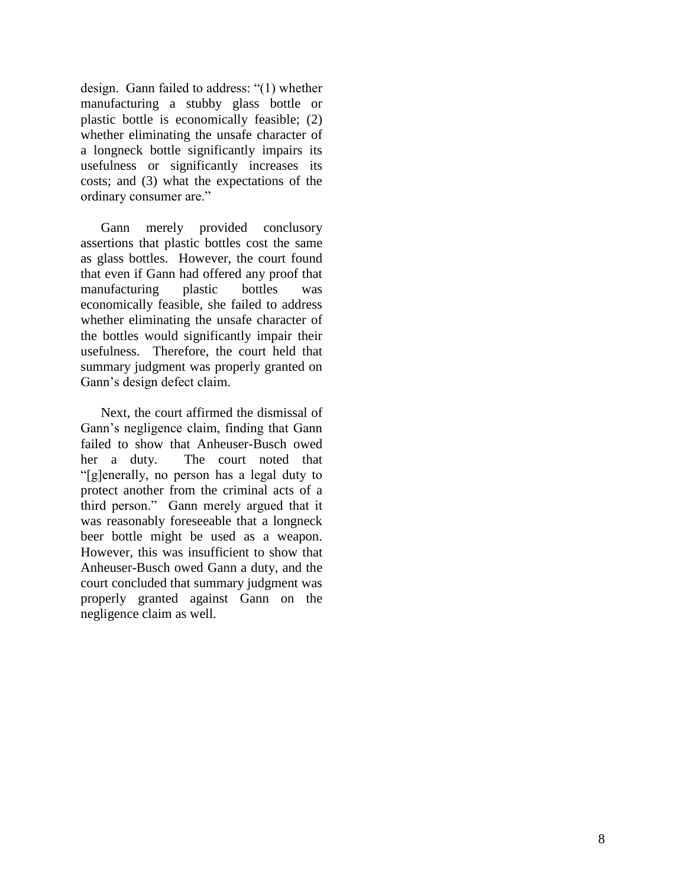design. Gann failed to address: "(1) whether manufacturing a stubby glass bottle or plastic bottle is economically feasible; (2) whether eliminating the unsafe character of a longneck bottle significantly impairs its usefulness or significantly increases its costs; and (3) what the expectations of the ordinary consumer are."

Gann merely provided conclusory assertions that plastic bottles cost the same as glass bottles. However, the court found that even if Gann had offered any proof that manufacturing plastic bottles was economically feasible, she failed to address whether eliminating the unsafe character of the bottles would significantly impair their usefulness. Therefore, the court held that summary judgment was properly granted on Gann's design defect claim.

Next, the court affirmed the dismissal of Gann's negligence claim, finding that Gann failed to show that Anheuser-Busch owed her a duty. The court noted that "[g]enerally, no person has a legal duty to protect another from the criminal acts of a third person." Gann merely argued that it was reasonably foreseeable that a longneck beer bottle might be used as a weapon. However, this was insufficient to show that Anheuser-Busch owed Gann a duty, and the court concluded that summary judgment was properly granted against Gann on the negligence claim as well.